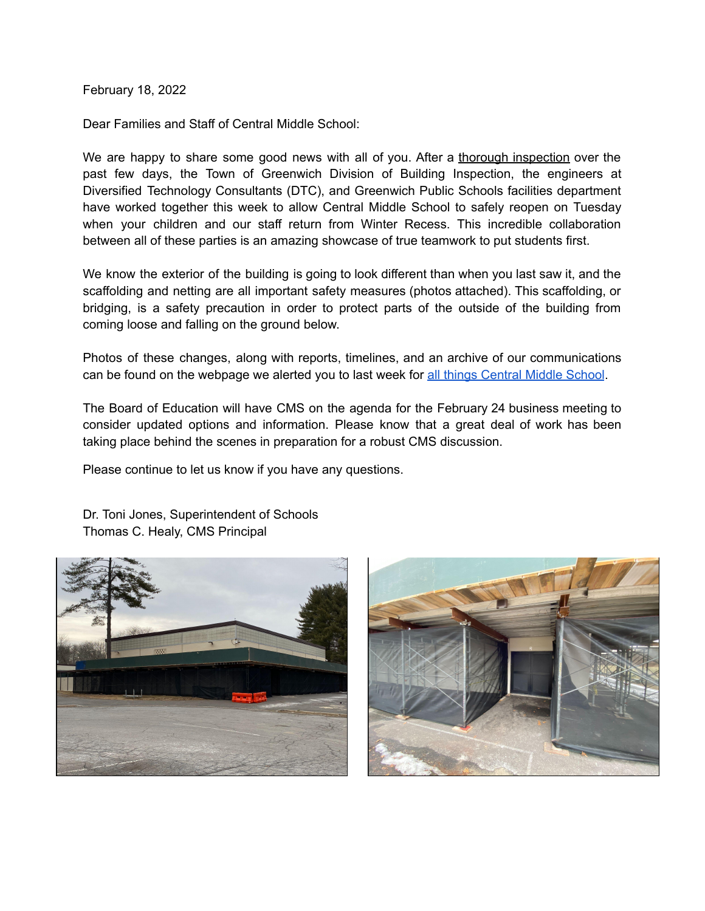February 18, 2022

Dear Families and Staff of Central Middle School:

We are happy to share some good news with all of you. After a thorough inspection over the past few days, the Town of Greenwich Division of Building Inspection, the engineers at Diversified Technology Consultants (DTC), and Greenwich Public Schools facilities department have worked together this week to allow Central Middle School to safely reopen on Tuesday when your children and our staff return from Winter Recess. This incredible collaboration between all of these parties is an amazing showcase of true teamwork to put students first.

We know the exterior of the building is going to look different than when you last saw it, and the scaffolding and netting are all important safety measures (photos attached). This scaffolding, or bridging, is a safety precaution in order to protect parts of the outside of the building from coming loose and falling on the ground below.

Photos of these changes, along with reports, timelines, and an archive of our communications can be found on the webpage we alerted you to last week for all things Central Middle School.

The Board of Education will have CMS on the agenda for the February 24 business meeting to consider updated options and information. Please know that a great deal of work has been taking place behind the scenes in preparation for a robust CMS discussion.

Please continue to let us know if you have any questions.

Dr. Toni Jones, Superintendent of Schools
Thomas C. Healy, CMS Principal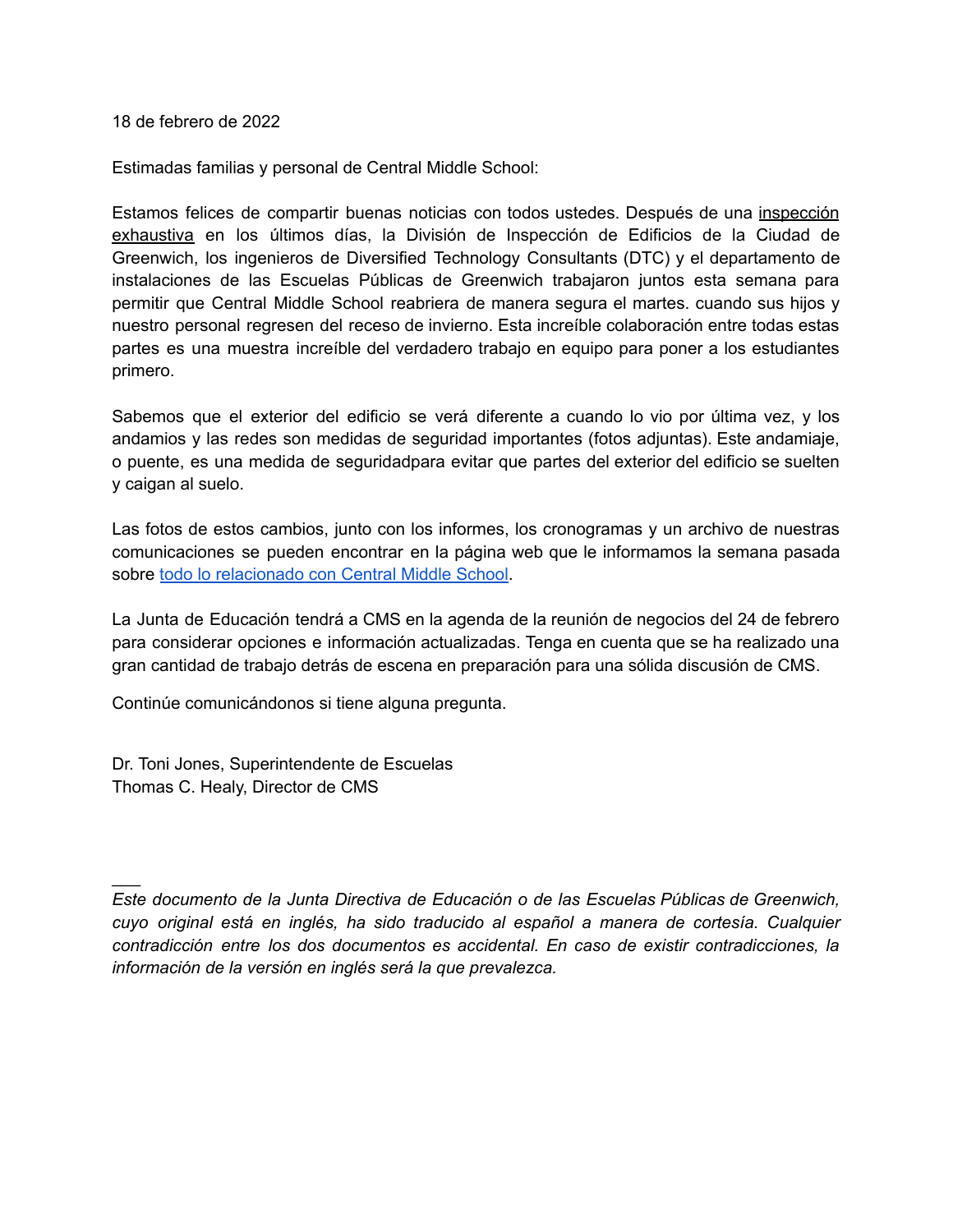18 de febrero de 2022

Estimadas familias y personal de Central Middle School:

Estamos felices de compartir buenas noticias con todos ustedes. Después de una inspección exhaustiva en los últimos días, la División de Inspección de Edificios de la Ciudad de Greenwich, los ingenieros de Diversified Technology Consultants (DTC) y el departamento de instalaciones de las Escuelas Públicas de Greenwich trabajaron juntos esta semana para permitir que Central Middle School reabriera de manera segura el martes. cuando sus hijos y nuestro personal regresen del receso de invierno. Esta increíble colaboración entre todas estas partes es una muestra increíble del verdadero trabajo en equipo para poner a los estudiantes primero.

Sabemos que el exterior del edificio se verá diferente a cuando lo vio por última vez, y los andamios y las redes son medidas de seguridad importantes (fotos adjuntas). Este andamiaje, o puente, es una medida de seguridadpara evitar que partes del exterior del edificio se suelten y caigan al suelo.

Las fotos de estos cambios, junto con los informes, los cronogramas y un archivo de nuestras comunicaciones se pueden encontrar en la página web que le informamos la semana pasada sobre todo lo relacionado con Central Middle School.

La Junta de Educación tendrá a CMS en la agenda de la reunión de negocios del 24 de febrero para considerar opciones e información actualizadas. Tenga en cuenta que se ha realizado una gran cantidad de trabajo detrás de escena en preparación para una sólida discusión de CMS.

Continúe comunicándonos si tiene alguna pregunta.

Dr. Toni Jones, Superintendente de Escuelas
Thomas C. Healy, Director de CMS

___

*Este documento de la Junta Directiva de Educación o de las Escuelas Públicas de Greenwich, cuyo original está en inglés, ha sido traducido al español a manera de cortesía. Cualquier contradicción entre los dos documentos es accidental. En caso de existir contradicciones, la información de la versión en inglés será la que prevalezca.*